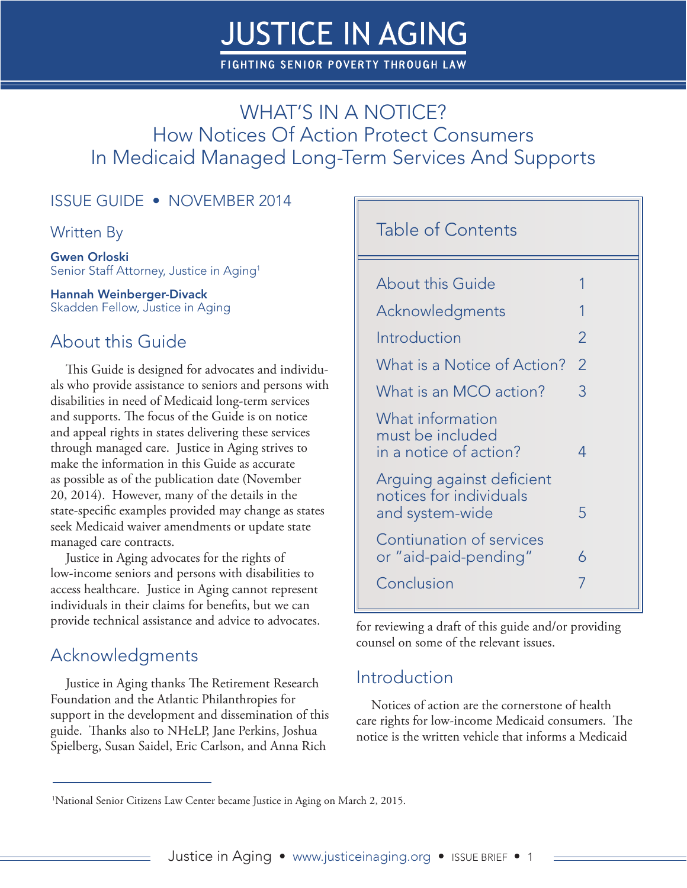# JUSTICE IN AGING

FIGHTING SENIOR POVERTY THROUGH LAW

## WHAT'S IN A NOTICE?
## How Notices Of Action Protect Consumers In Medicaid Managed Long-Term Services And Supports

ISSUE GUIDE • NOVEMBER 2014

Written By

**Gwen Orloski**
Senior Staff Attorney, Justice in Aging[1]

**Hannah Weinberger-Divack**
Skadden Fellow, Justice in Aging

### Table of Contents

| | |
|---|---|
| About this Guide | 1 |
| Acknowledgments | 1 |
| Introduction | 2 |
| What is a Notice of Action? | 2 |
| What is an MCO action? | 3 |
| What information must be included in a notice of action? | 4 |
| Arguing against deficient notices for individuals and system-wide | 5 |
| Contiuation of services or "aid-paid-pending" | 6 |
| Conclusion | 7 |

## About this Guide

This Guide is designed for advocates and individuals who provide assistance to seniors and persons with disabilities in need of Medicaid long-term services and supports. The focus of the Guide is on notice and appeal rights in states delivering these services through managed care. Justice in Aging strives to make the information in this Guide as accurate as possible as of the publication date (November 20, 2014). However, many of the details in the state-specific examples provided may change as states seek Medicaid waiver amendments or update state managed care contracts.

Justice in Aging advocates for the rights of low-income seniors and persons with disabilities to access healthcare. Justice in Aging cannot represent individuals in their claims for benefits, but we can provide technical assistance and advice to advocates.

## Acknowledgments

Justice in Aging thanks The Retirement Research Foundation and the Atlantic Philanthropies for support in the development and dissemination of this guide. Thanks also to NHeLP, Jane Perkins, Joshua Spielberg, Susan Saidel, Eric Carlson, and Anna Rich for reviewing a draft of this guide and/or providing counsel on some of the relevant issues.

## Introduction

Notices of action are the cornerstone of health care rights for low-income Medicaid consumers. The notice is the written vehicle that informs a Medicaid

[1]National Senior Citizens Law Center became Justice in Aging on March 2, 2015.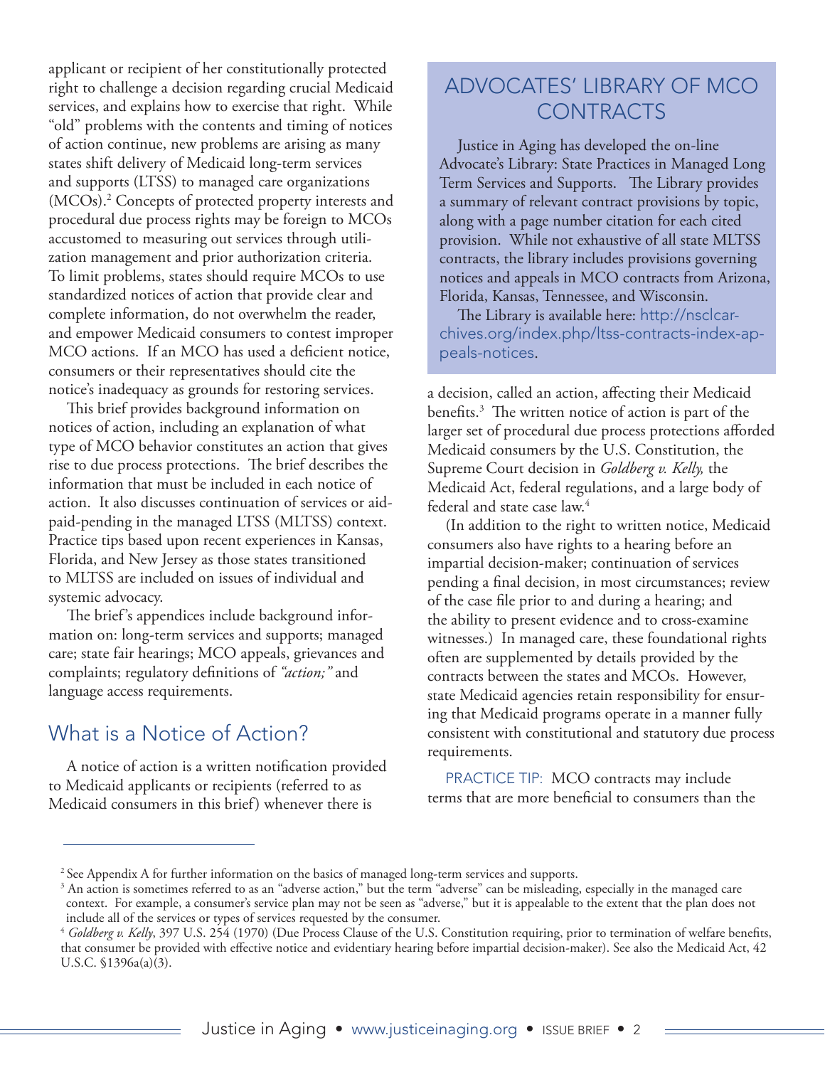applicant or recipient of her constitutionally protected right to challenge a decision regarding crucial Medicaid services, and explains how to exercise that right. While "old" problems with the contents and timing of notices of action continue, new problems are arising as many states shift delivery of Medicaid long-term services and supports (LTSS) to managed care organizations (MCOs).[2] Concepts of protected property interests and procedural due process rights may be foreign to MCOs accustomed to measuring out services through utilization management and prior authorization criteria. To limit problems, states should require MCOs to use standardized notices of action that provide clear and complete information, do not overwhelm the reader, and empower Medicaid consumers to contest improper MCO actions. If an MCO has used a deficient notice, consumers or their representatives should cite the notice's inadequacy as grounds for restoring services.

This brief provides background information on notices of action, including an explanation of what type of MCO behavior constitutes an action that gives rise to due process protections. The brief describes the information that must be included in each notice of action. It also discusses continuation of services or aid-paid-pending in the managed LTSS (MLTSS) context. Practice tips based upon recent experiences in Kansas, Florida, and New Jersey as those states transitioned to MLTSS are included on issues of individual and systemic advocacy.

The brief's appendices include background information on: long-term services and supports; managed care; state fair hearings; MCO appeals, grievances and complaints; regulatory definitions of *"action;"* and language access requirements.

## What is a Notice of Action?

A notice of action is a written notification provided to Medicaid applicants or recipients (referred to as Medicaid consumers in this brief) whenever there is a decision, called an action, affecting their Medicaid benefits.[3] The written notice of action is part of the larger set of procedural due process protections afforded Medicaid consumers by the U.S. Constitution, the Supreme Court decision in *Goldberg v. Kelly,* the Medicaid Act, federal regulations, and a large body of federal and state case law.[4]

(In addition to the right to written notice, Medicaid consumers also have rights to a hearing before an impartial decision-maker; continuation of services pending a final decision, in most circumstances; review of the case file prior to and during a hearing; and the ability to present evidence and to cross-examine witnesses.) In managed care, these foundational rights often are supplemented by details provided by the contracts between the states and MCOs. However, state Medicaid agencies retain responsibility for ensuring that Medicaid programs operate in a manner fully consistent with constitutional and statutory due process requirements.

PRACTICE TIP: MCO contracts may include terms that are more beneficial to consumers than the

## ADVOCATES' LIBRARY OF MCO CONTRACTS

Justice in Aging has developed the on-line Advocate's Library: State Practices in Managed Long Term Services and Supports. The Library provides a summary of relevant contract provisions by topic, along with a page number citation for each cited provision. While not exhaustive of all state MLTSS contracts, the library includes provisions governing notices and appeals in MCO contracts from Arizona, Florida, Kansas, Tennessee, and Wisconsin.

The Library is available here: http://nsclcarchives.org/index.php/ltss-contracts-index-appeals-notices.

---

[2] See Appendix A for further information on the basics of managed long-term services and supports.

[3] An action is sometimes referred to as an "adverse action," but the term "adverse" can be misleading, especially in the managed care context. For example, a consumer's service plan may not be seen as "adverse," but it is appealable to the extent that the plan does not include all of the services or types of services requested by the consumer.

[4] *Goldberg v. Kelly*, 397 U.S. 254 (1970) (Due Process Clause of the U.S. Constitution requiring, prior to termination of welfare benefits, that consumer be provided with effective notice and evidentiary hearing before impartial decision-maker). See also the Medicaid Act, 42 U.S.C. §1396a(a)(3).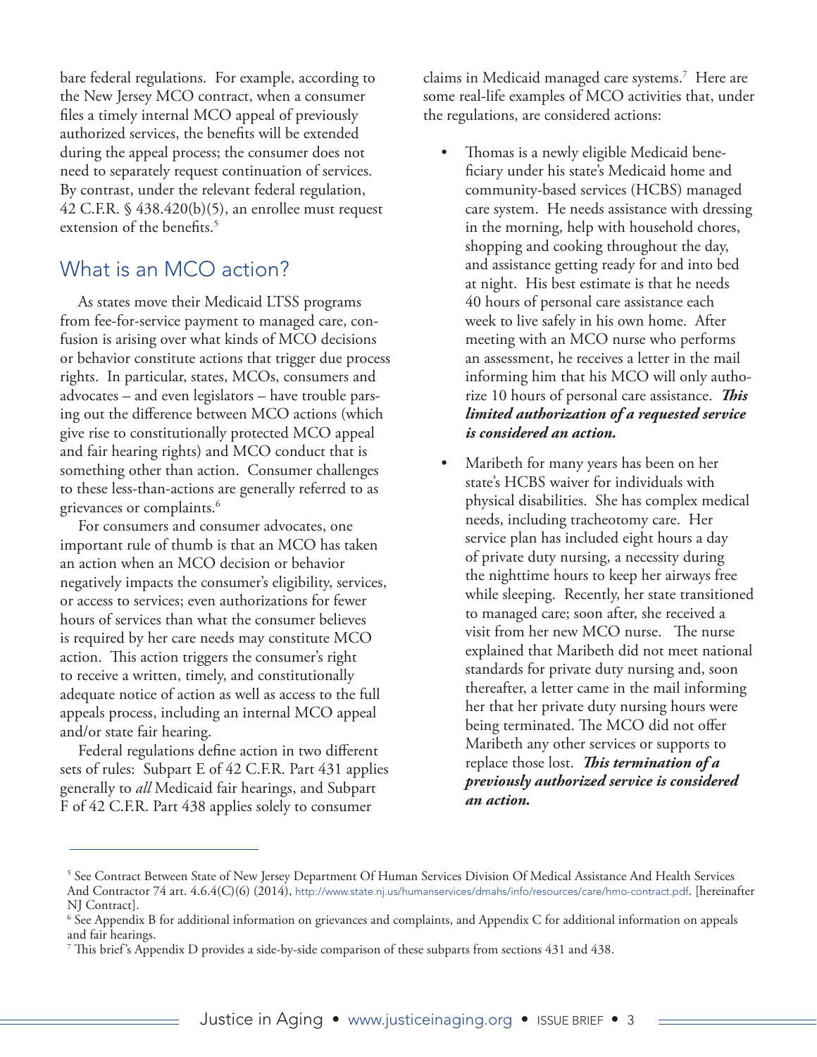bare federal regulations. For example, according to the New Jersey MCO contract, when a consumer files a timely internal MCO appeal of previously authorized services, the benefits will be extended during the appeal process; the consumer does not need to separately request continuation of services. By contrast, under the relevant federal regulation, 42 C.F.R. § 438.420(b)(5), an enrollee must request extension of the benefits.[5]

## What is an MCO action?

As states move their Medicaid LTSS programs from fee-for-service payment to managed care, confusion is arising over what kinds of MCO decisions or behavior constitute actions that trigger due process rights. In particular, states, MCOs, consumers and advocates – and even legislators – have trouble parsing out the difference between MCO actions (which give rise to constitutionally protected MCO appeal and fair hearing rights) and MCO conduct that is something other than action. Consumer challenges to these less-than-actions are generally referred to as grievances or complaints.[6]

For consumers and consumer advocates, one important rule of thumb is that an MCO has taken an action when an MCO decision or behavior negatively impacts the consumer's eligibility, services, or access to services; even authorizations for fewer hours of services than what the consumer believes is required by her care needs may constitute MCO action. This action triggers the consumer's right to receive a written, timely, and constitutionally adequate notice of action as well as access to the full appeals process, including an internal MCO appeal and/or state fair hearing.

Federal regulations define action in two different sets of rules: Subpart E of 42 C.F.R. Part 431 applies generally to *all* Medicaid fair hearings, and Subpart F of 42 C.F.R. Part 438 applies solely to consumer claims in Medicaid managed care systems.[7] Here are some real-life examples of MCO activities that, under the regulations, are considered actions:

- Thomas is a newly eligible Medicaid beneficiary under his state's Medicaid home and community-based services (HCBS) managed care system. He needs assistance with dressing in the morning, help with household chores, shopping and cooking throughout the day, and assistance getting ready for and into bed at night. His best estimate is that he needs 40 hours of personal care assistance each week to live safely in his own home. After meeting with an MCO nurse who performs an assessment, he receives a letter in the mail informing him that his MCO will only authorize 10 hours of personal care assistance. ***This limited authorization of a requested service is considered an action.***
- Maribeth for many years has been on her state's HCBS waiver for individuals with physical disabilities. She has complex medical needs, including tracheotomy care. Her service plan has included eight hours a day of private duty nursing, a necessity during the nighttime hours to keep her airways free while sleeping. Recently, her state transitioned to managed care; soon after, she received a visit from her new MCO nurse. The nurse explained that Maribeth did not meet national standards for private duty nursing and, soon thereafter, a letter came in the mail informing her that her private duty nursing hours were being terminated. The MCO did not offer Maribeth any other services or supports to replace those lost. ***This termination of a previously authorized service is considered an action.***

---

[5] See Contract Between State of New Jersey Department Of Human Services Division Of Medical Assistance And Health Services And Contractor 74 art. 4.6.4(C)(6) (2014), http://www.state.nj.us/humanservices/dmahs/info/resources/care/hmo-contract.pdf. [hereinafter NJ Contract].

[6] See Appendix B for additional information on grievances and complaints, and Appendix C for additional information on appeals and fair hearings.

[7] This brief's Appendix D provides a side-by-side comparison of these subparts from sections 431 and 438.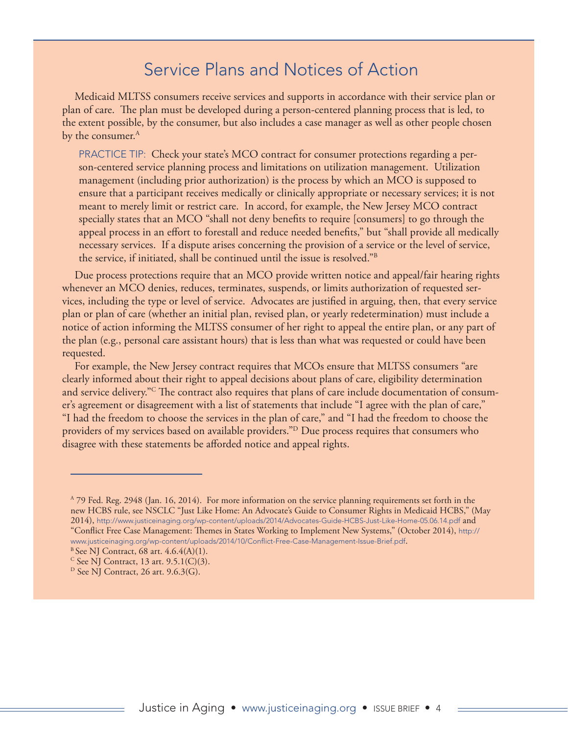## Service Plans and Notices of Action

Medicaid MLTSS consumers receive services and supports in accordance with their service plan or plan of care. The plan must be developed during a person-centered planning process that is led, to the extent possible, by the consumer, but also includes a case manager as well as other people chosen by the consumer.[A]

PRACTICE TIP: Check your state's MCO contract for consumer protections regarding a person-centered service planning process and limitations on utilization management. Utilization management (including prior authorization) is the process by which an MCO is supposed to ensure that a participant receives medically or clinically appropriate or necessary services; it is not meant to merely limit or restrict care. In accord, for example, the New Jersey MCO contract specially states that an MCO "shall not deny benefits to require [consumers] to go through the appeal process in an effort to forestall and reduce needed benefits," but "shall provide all medically necessary services. If a dispute arises concerning the provision of a service or the level of service, the service, if initiated, shall be continued until the issue is resolved."[B]

Due process protections require that an MCO provide written notice and appeal/fair hearing rights whenever an MCO denies, reduces, terminates, suspends, or limits authorization of requested services, including the type or level of service. Advocates are justified in arguing, then, that every service plan or plan of care (whether an initial plan, revised plan, or yearly redetermination) must include a notice of action informing the MLTSS consumer of her right to appeal the entire plan, or any part of the plan (e.g., personal care assistant hours) that is less than what was requested or could have been requested.

For example, the New Jersey contract requires that MCOs ensure that MLTSS consumers "are clearly informed about their right to appeal decisions about plans of care, eligibility determination and service delivery."[C] The contract also requires that plans of care include documentation of consumer's agreement or disagreement with a list of statements that include "I agree with the plan of care," "I had the freedom to choose the services in the plan of care," and "I had the freedom to choose the providers of my services based on available providers."[D] Due process requires that consumers who disagree with these statements be afforded notice and appeal rights.

---

[A] 79 Fed. Reg. 2948 (Jan. 16, 2014). For more information on the service planning requirements set forth in the new HCBS rule, see NSCLC "Just Like Home: An Advocate's Guide to Consumer Rights in Medicaid HCBS," (May 2014), http://www.justiceinaging.org/wp-content/uploads/2014/Advocates-Guide-HCBS-Just-Like-Home-05.06.14.pdf and "Conflict Free Case Management: Themes in States Working to Implement New Systems," (October 2014), http://www.justiceinaging.org/wp-content/uploads/2014/10/Conflict-Free-Case-Management-Issue-Brief.pdf.

[B] See NJ Contract, 68 art. 4.6.4(A)(1).

[C] See NJ Contract, 13 art. 9.5.1(C)(3).

[D] See NJ Contract, 26 art. 9.6.3(G).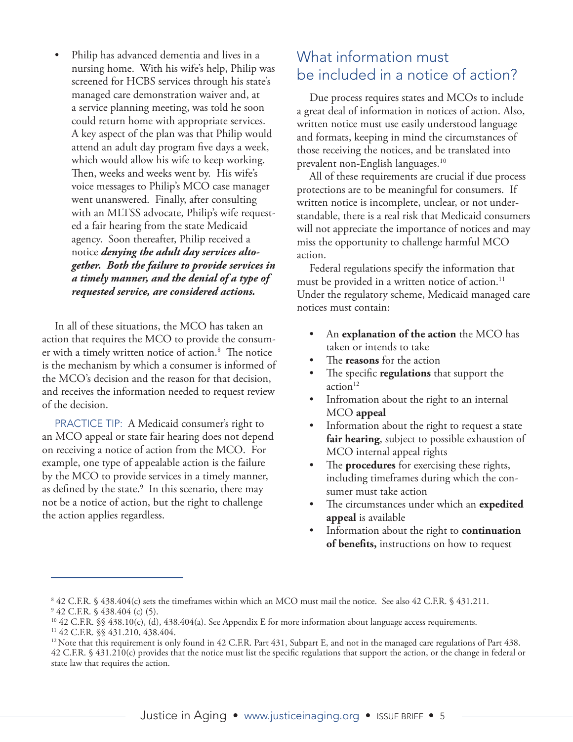- Philip has advanced dementia and lives in a nursing home. With his wife's help, Philip was screened for HCBS services through his state's managed care demonstration waiver and, at a service planning meeting, was told he soon could return home with appropriate services. A key aspect of the plan was that Philip would attend an adult day program five days a week, which would allow his wife to keep working. Then, weeks and weeks went by. His wife's voice messages to Philip's MCO case manager went unanswered. Finally, after consulting with an MLTSS advocate, Philip's wife requested a fair hearing from the state Medicaid agency. Soon thereafter, Philip received a notice ***denying the adult day services altogether. Both the failure to provide services in a timely manner, and the denial of a type of requested service, are considered actions.***

In all of these situations, the MCO has taken an action that requires the MCO to provide the consumer with a timely written notice of action.[8] The notice is the mechanism by which a consumer is informed of the MCO's decision and the reason for that decision, and receives the information needed to request review of the decision.

PRACTICE TIP: A Medicaid consumer's right to an MCO appeal or state fair hearing does not depend on receiving a notice of action from the MCO. For example, one type of appealable action is the failure by the MCO to provide services in a timely manner, as defined by the state.[9] In this scenario, there may not be a notice of action, but the right to challenge the action applies regardless.

## What information must be included in a notice of action?

Due process requires states and MCOs to include a great deal of information in notices of action. Also, written notice must use easily understood language and formats, keeping in mind the circumstances of those receiving the notices, and be translated into prevalent non-English languages.[10]

All of these requirements are crucial if due process protections are to be meaningful for consumers. If written notice is incomplete, unclear, or not understandable, there is a real risk that Medicaid consumers will not appreciate the importance of notices and may miss the opportunity to challenge harmful MCO action.

Federal regulations specify the information that must be provided in a written notice of action.[11] Under the regulatory scheme, Medicaid managed care notices must contain:

- An **explanation of the action** the MCO has taken or intends to take
- The **reasons** for the action
- The specific **regulations** that support the action[12]
- Infromation about the right to an internal MCO **appeal**
- Information about the right to request a state **fair hearing**, subject to possible exhaustion of MCO internal appeal rights
- The **procedures** for exercising these rights, including timeframes during which the consumer must take action
- The circumstances under which an **expedited appeal** is available
- Information about the right to **continuation of benefits,** instructions on how to request

---

[8] 42 C.F.R. § 438.404(c) sets the timeframes within which an MCO must mail the notice. See also 42 C.F.R. § 431.211.

[9] 42 C.F.R. § 438.404 (c) (5).

[10] 42 C.F.R. §§ 438.10(c), (d), 438.404(a). See Appendix E for more information about language access requirements.

[11] 42 C.F.R. §§ 431.210, 438.404.

[12] Note that this requirement is only found in 42 C.F.R. Part 431, Subpart E, and not in the managed care regulations of Part 438. 42 C.F.R. § 431.210(c) provides that the notice must list the specific regulations that support the action, or the change in federal or state law that requires the action.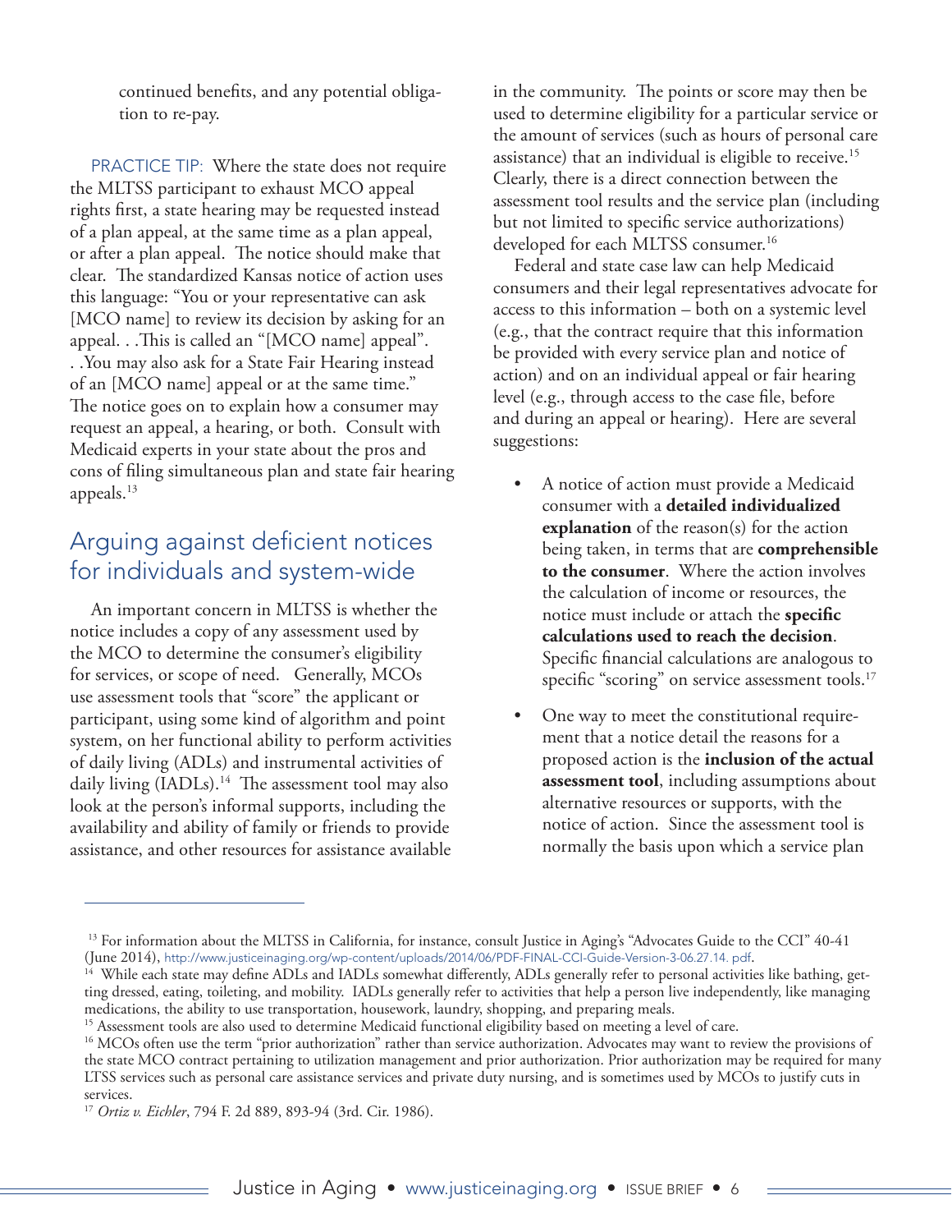continued benefits, and any potential obligation to re-pay.

PRACTICE TIP: Where the state does not require the MLTSS participant to exhaust MCO appeal rights first, a state hearing may be requested instead of a plan appeal, at the same time as a plan appeal, or after a plan appeal. The notice should make that clear. The standardized Kansas notice of action uses this language: "You or your representative can ask [MCO name] to review its decision by asking for an appeal. . .This is called an "[MCO name] appeal". . .You may also ask for a State Fair Hearing instead of an [MCO name] appeal or at the same time." The notice goes on to explain how a consumer may request an appeal, a hearing, or both. Consult with Medicaid experts in your state about the pros and cons of filing simultaneous plan and state fair hearing appeals.[13]

## Arguing against deficient notices for individuals and system-wide

An important concern in MLTSS is whether the notice includes a copy of any assessment used by the MCO to determine the consumer's eligibility for services, or scope of need. Generally, MCOs use assessment tools that "score" the applicant or participant, using some kind of algorithm and point system, on her functional ability to perform activities of daily living (ADLs) and instrumental activities of daily living (IADLs).[14] The assessment tool may also look at the person's informal supports, including the availability and ability of family or friends to provide assistance, and other resources for assistance available in the community. The points or score may then be used to determine eligibility for a particular service or the amount of services (such as hours of personal care assistance) that an individual is eligible to receive.[15] Clearly, there is a direct connection between the assessment tool results and the service plan (including but not limited to specific service authorizations) developed for each MLTSS consumer.[16]

Federal and state case law can help Medicaid consumers and their legal representatives advocate for access to this information – both on a systemic level (e.g., that the contract require that this information be provided with every service plan and notice of action) and on an individual appeal or fair hearing level (e.g., through access to the case file, before and during an appeal or hearing). Here are several suggestions:

- A notice of action must provide a Medicaid consumer with a **detailed individualized explanation** of the reason(s) for the action being taken, in terms that are **comprehensible to the consumer**. Where the action involves the calculation of income or resources, the notice must include or attach the **specific calculations used to reach the decision**. Specific financial calculations are analogous to specific "scoring" on service assessment tools.[17]
- One way to meet the constitutional requirement that a notice detail the reasons for a proposed action is the **inclusion of the actual assessment tool**, including assumptions about alternative resources or supports, with the notice of action. Since the assessment tool is normally the basis upon which a service plan

---

[13] For information about the MLTSS in California, for instance, consult Justice in Aging's "Advocates Guide to the CCI" 40-41 (June 2014), http://www.justiceinaging.org/wp-content/uploads/2014/06/PDF-FINAL-CCI-Guide-Version-3-06.27.14. pdf.

[14] While each state may define ADLs and IADLs somewhat differently, ADLs generally refer to personal activities like bathing, getting dressed, eating, toileting, and mobility. IADLs generally refer to activities that help a person live independently, like managing medications, the ability to use transportation, housework, laundry, shopping, and preparing meals.

[15] Assessment tools are also used to determine Medicaid functional eligibility based on meeting a level of care.

[16] MCOs often use the term "prior authorization" rather than service authorization. Advocates may want to review the provisions of the state MCO contract pertaining to utilization management and prior authorization. Prior authorization may be required for many LTSS services such as personal care assistance services and private duty nursing, and is sometimes used by MCOs to justify cuts in services.

[17] *Ortiz v. Eichler*, 794 F. 2d 889, 893-94 (3rd. Cir. 1986).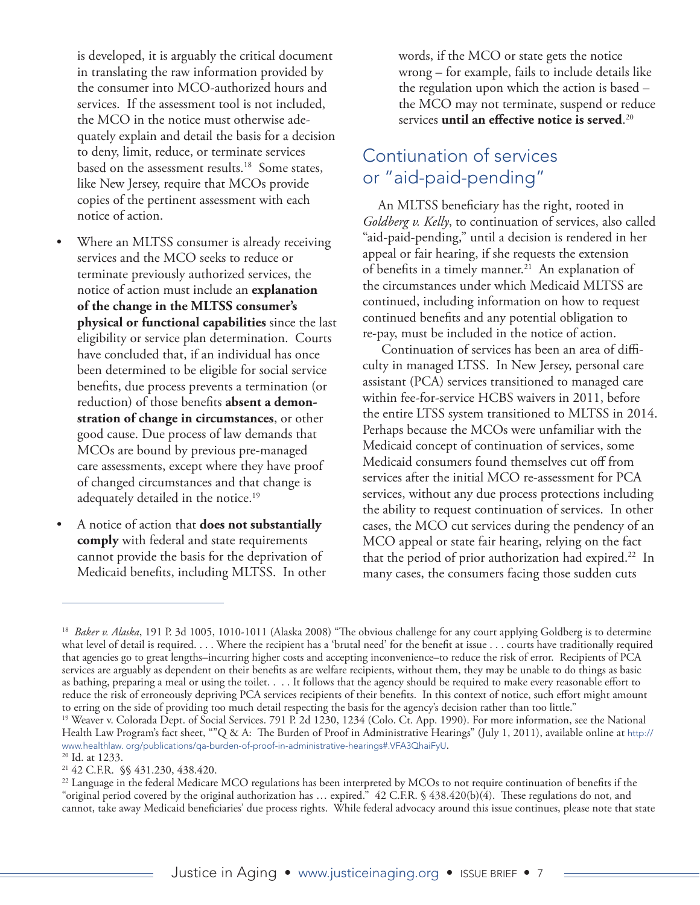is developed, it is arguably the critical document in translating the raw information provided by the consumer into MCO-authorized hours and services. If the assessment tool is not included, the MCO in the notice must otherwise adequately explain and detail the basis for a decision to deny, limit, reduce, or terminate services based on the assessment results.[18] Some states, like New Jersey, require that MCOs provide copies of the pertinent assessment with each notice of action.

- Where an MLTSS consumer is already receiving services and the MCO seeks to reduce or terminate previously authorized services, the notice of action must include an **explanation of the change in the MLTSS consumer's physical or functional capabilities** since the last eligibility or service plan determination. Courts have concluded that, if an individual has once been determined to be eligible for social service benefits, due process prevents a termination (or reduction) of those benefits **absent a demonstration of change in circumstances**, or other good cause. Due process of law demands that MCOs are bound by previous pre-managed care assessments, except where they have proof of changed circumstances and that change is adequately detailed in the notice.[19]

- A notice of action that **does not substantially comply** with federal and state requirements cannot provide the basis for the deprivation of Medicaid benefits, including MLTSS. In other words, if the MCO or state gets the notice wrong – for example, fails to include details like the regulation upon which the action is based – the MCO may not terminate, suspend or reduce services **until an effective notice is served**.[20]

## Contiunation of services or "aid-paid-pending"

An MLTSS beneficiary has the right, rooted in *Goldberg v. Kelly*, to continuation of services, also called "aid-paid-pending," until a decision is rendered in her appeal or fair hearing, if she requests the extension of benefits in a timely manner.[21] An explanation of the circumstances under which Medicaid MLTSS are continued, including information on how to request continued benefits and any potential obligation to re-pay, must be included in the notice of action.

Continuation of services has been an area of difficulty in managed LTSS. In New Jersey, personal care assistant (PCA) services transitioned to managed care within fee-for-service HCBS waivers in 2011, before the entire LTSS system transitioned to MLTSS in 2014. Perhaps because the MCOs were unfamiliar with the Medicaid concept of continuation of services, some Medicaid consumers found themselves cut off from services after the initial MCO re-assessment for PCA services, without any due process protections including the ability to request continuation of services. In other cases, the MCO cut services during the pendency of an MCO appeal or state fair hearing, relying on the fact that the period of prior authorization had expired.[22] In many cases, the consumers facing those sudden cuts

---

[18] *Baker v. Alaska*, 191 P. 3d 1005, 1010-1011 (Alaska 2008) "The obvious challenge for any court applying Goldberg is to determine what level of detail is required. . . . Where the recipient has a 'brutal need' for the benefit at issue . . . courts have traditionally required that agencies go to great lengths–incurring higher costs and accepting inconvenience–to reduce the risk of error. Recipients of PCA services are arguably as dependent on their benefits as are welfare recipients, without them, they may be unable to do things as basic as bathing, preparing a meal or using the toilet. . . . It follows that the agency should be required to make every reasonable effort to reduce the risk of erroneously depriving PCA services recipients of their benefits. In this context of notice, such effort might amount to erring on the side of providing too much detail respecting the basis for the agency's decision rather than too little."

[19] Weaver v. Colorada Dept. of Social Services. 791 P. 2d 1230, 1234 (Colo. Ct. App. 1990). For more information, see the National Health Law Program's fact sheet, ""Q & A: The Burden of Proof in Administrative Hearings" (July 1, 2011), available online at http://www.healthlaw. org/publications/qa-burden-of-proof-in-administrative-hearings#.VFA3QhaiFyU.

[20] Id. at 1233.

[21] 42 C.F.R. §§ 431.230, 438.420.

[22] Language in the federal Medicare MCO regulations has been interpreted by MCOs to not require continuation of benefits if the "original period covered by the original authorization has … expired." 42 C.F.R. § 438.420(b)(4). These regulations do not, and cannot, take away Medicaid beneficiaries' due process rights. While federal advocacy around this issue continues, please note that state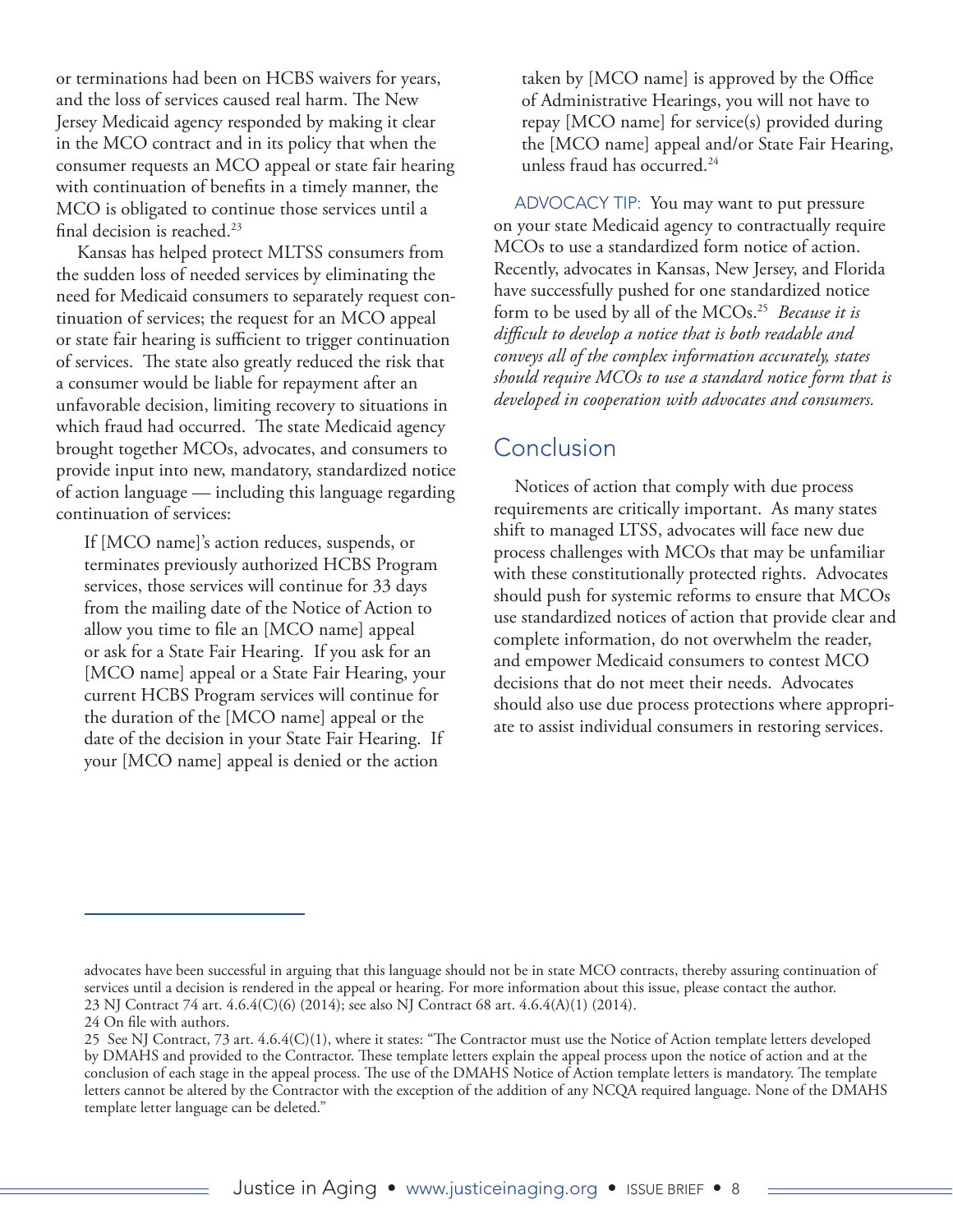or terminations had been on HCBS waivers for years, and the loss of services caused real harm. The New Jersey Medicaid agency responded by making it clear in the MCO contract and in its policy that when the consumer requests an MCO appeal or state fair hearing with continuation of benefits in a timely manner, the MCO is obligated to continue those services until a final decision is reached.[23]

Kansas has helped protect MLTSS consumers from the sudden loss of needed services by eliminating the need for Medicaid consumers to separately request continuation of services; the request for an MCO appeal or state fair hearing is sufficient to trigger continuation of services. The state also greatly reduced the risk that a consumer would be liable for repayment after an unfavorable decision, limiting recovery to situations in which fraud had occurred. The state Medicaid agency brought together MCOs, advocates, and consumers to provide input into new, mandatory, standardized notice of action language — including this language regarding continuation of services:

> If [MCO name]'s action reduces, suspends, or terminates previously authorized HCBS Program services, those services will continue for 33 days from the mailing date of the Notice of Action to allow you time to file an [MCO name] appeal or ask for a State Fair Hearing. If you ask for an [MCO name] appeal or a State Fair Hearing, your current HCBS Program services will continue for the duration of the [MCO name] appeal or the date of the decision in your State Fair Hearing. If your [MCO name] appeal is denied or the action taken by [MCO name] is approved by the Office of Administrative Hearings, you will not have to repay [MCO name] for service(s) provided during the [MCO name] appeal and/or State Fair Hearing, unless fraud has occurred.[24]

ADVOCACY TIP: You may want to put pressure on your state Medicaid agency to contractually require MCOs to use a standardized form notice of action. Recently, advocates in Kansas, New Jersey, and Florida have successfully pushed for one standardized notice form to be used by all of the MCOs.[25] *Because it is difficult to develop a notice that is both readable and conveys all of the complex information accurately, states should require MCOs to use a standard notice form that is developed in cooperation with advocates and consumers.*

## Conclusion

Notices of action that comply with due process requirements are critically important. As many states shift to managed LTSS, advocates will face new due process challenges with MCOs that may be unfamiliar with these constitutionally protected rights. Advocates should push for systemic reforms to ensure that MCOs use standardized notices of action that provide clear and complete information, do not overwhelm the reader, and empower Medicaid consumers to contest MCO decisions that do not meet their needs. Advocates should also use due process protections where appropriate to assist individual consumers in restoring services.

---

advocates have been successful in arguing that this language should not be in state MCO contracts, thereby assuring continuation of services until a decision is rendered in the appeal or hearing. For more information about this issue, please contact the author.

23 NJ Contract 74 art. 4.6.4(C)(6) (2014); see also NJ Contract 68 art. 4.6.4(A)(1) (2014).

24 On file with authors.

25 See NJ Contract, 73 art. 4.6.4(C)(1), where it states: "The Contractor must use the Notice of Action template letters developed by DMAHS and provided to the Contractor. These template letters explain the appeal process upon the notice of action and at the conclusion of each stage in the appeal process. The use of the DMAHS Notice of Action template letters is mandatory. The template letters cannot be altered by the Contractor with the exception of the addition of any NCQA required language. None of the DMAHS template letter language can be deleted."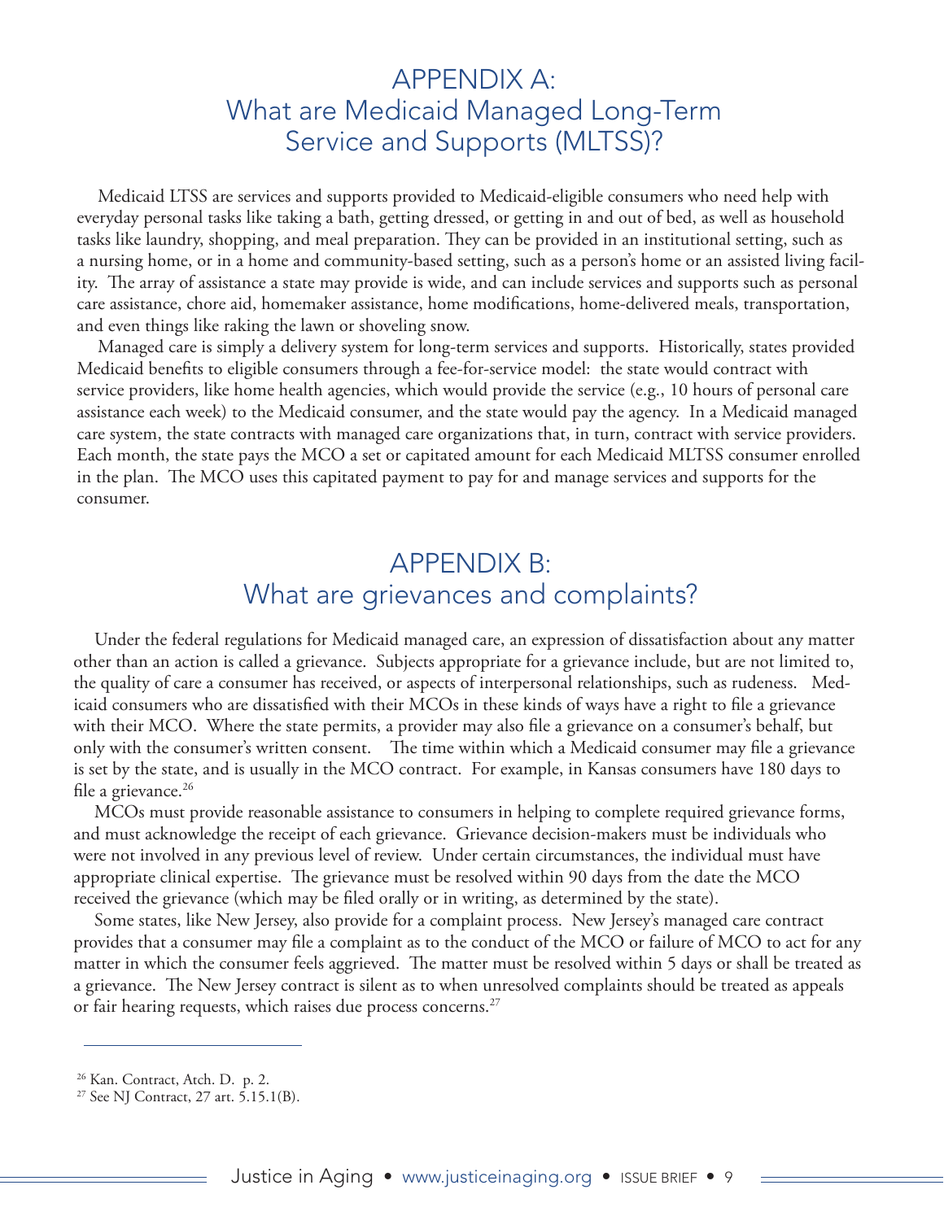# APPENDIX A: What are Medicaid Managed Long-Term Service and Supports (MLTSS)?

Medicaid LTSS are services and supports provided to Medicaid-eligible consumers who need help with everyday personal tasks like taking a bath, getting dressed, or getting in and out of bed, as well as household tasks like laundry, shopping, and meal preparation. They can be provided in an institutional setting, such as a nursing home, or in a home and community-based setting, such as a person's home or an assisted living facility. The array of assistance a state may provide is wide, and can include services and supports such as personal care assistance, chore aid, homemaker assistance, home modifications, home-delivered meals, transportation, and even things like raking the lawn or shoveling snow.

Managed care is simply a delivery system for long-term services and supports. Historically, states provided Medicaid benefits to eligible consumers through a fee-for-service model: the state would contract with service providers, like home health agencies, which would provide the service (e.g., 10 hours of personal care assistance each week) to the Medicaid consumer, and the state would pay the agency. In a Medicaid managed care system, the state contracts with managed care organizations that, in turn, contract with service providers. Each month, the state pays the MCO a set or capitated amount for each Medicaid MLTSS consumer enrolled in the plan. The MCO uses this capitated payment to pay for and manage services and supports for the consumer.

# APPENDIX B: What are grievances and complaints?

Under the federal regulations for Medicaid managed care, an expression of dissatisfaction about any matter other than an action is called a grievance. Subjects appropriate for a grievance include, but are not limited to, the quality of care a consumer has received, or aspects of interpersonal relationships, such as rudeness. Medicaid consumers who are dissatisfied with their MCOs in these kinds of ways have a right to file a grievance with their MCO. Where the state permits, a provider may also file a grievance on a consumer's behalf, but only with the consumer's written consent. The time within which a Medicaid consumer may file a grievance is set by the state, and is usually in the MCO contract. For example, in Kansas consumers have 180 days to file a grievance.[26]

MCOs must provide reasonable assistance to consumers in helping to complete required grievance forms, and must acknowledge the receipt of each grievance. Grievance decision-makers must be individuals who were not involved in any previous level of review. Under certain circumstances, the individual must have appropriate clinical expertise. The grievance must be resolved within 90 days from the date the MCO received the grievance (which may be filed orally or in writing, as determined by the state).

Some states, like New Jersey, also provide for a complaint process. New Jersey's managed care contract provides that a consumer may file a complaint as to the conduct of the MCO or failure of MCO to act for any matter in which the consumer feels aggrieved. The matter must be resolved within 5 days or shall be treated as a grievance. The New Jersey contract is silent as to when unresolved complaints should be treated as appeals or fair hearing requests, which raises due process concerns.[27]

---

[26] Kan. Contract, Atch. D. p. 2.

[27] See NJ Contract, 27 art. 5.15.1(B).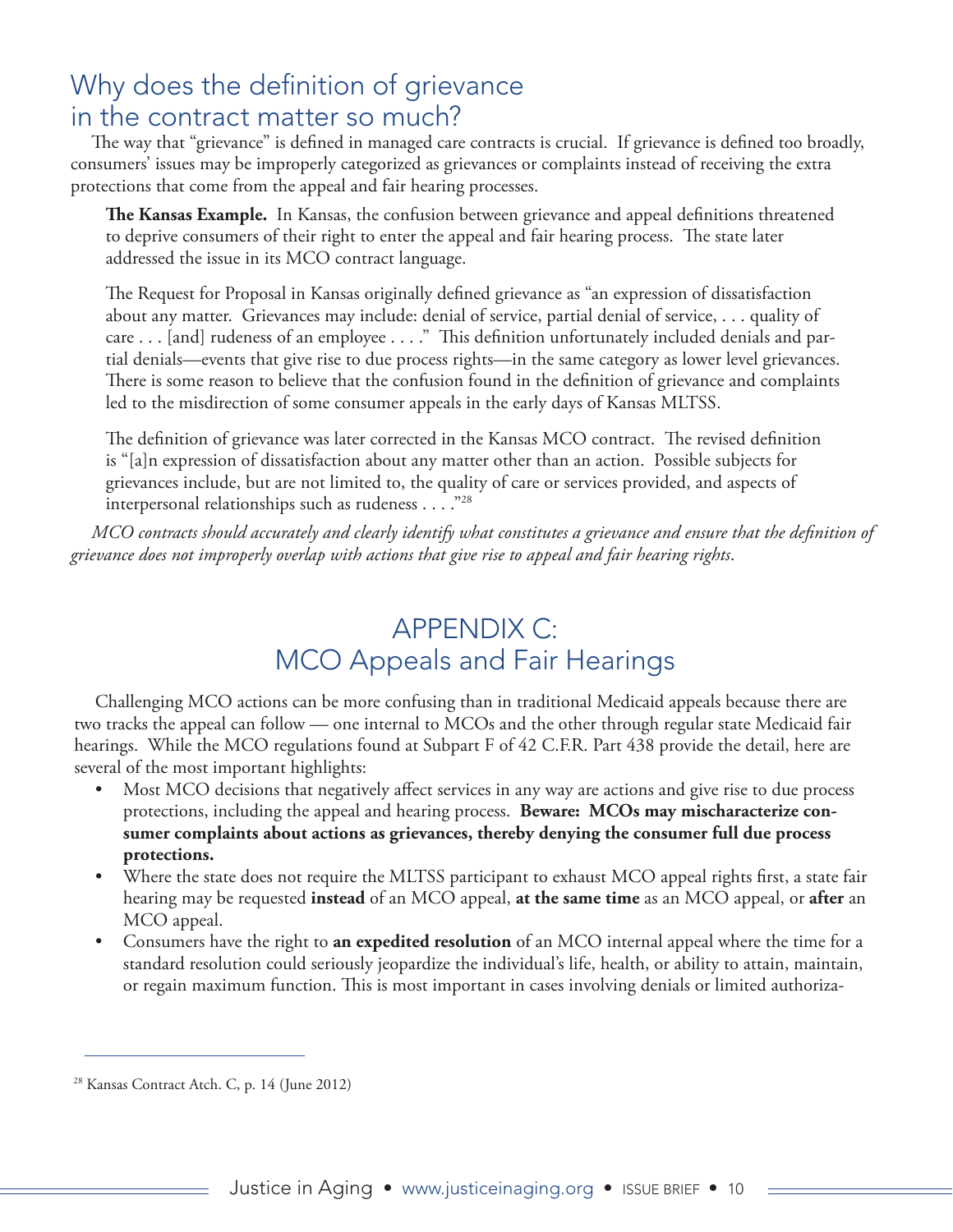## Why does the definition of grievance in the contract matter so much?

The way that "grievance" is defined in managed care contracts is crucial. If grievance is defined too broadly, consumers' issues may be improperly categorized as grievances or complaints instead of receiving the extra protections that come from the appeal and fair hearing processes.

> **The Kansas Example.** In Kansas, the confusion between grievance and appeal definitions threatened to deprive consumers of their right to enter the appeal and fair hearing process. The state later addressed the issue in its MCO contract language.
>
> The Request for Proposal in Kansas originally defined grievance as "an expression of dissatisfaction about any matter. Grievances may include: denial of service, partial denial of service, . . . quality of care . . . [and] rudeness of an employee . . . ." This definition unfortunately included denials and partial denials—events that give rise to due process rights—in the same category as lower level grievances. There is some reason to believe that the confusion found in the definition of grievance and complaints led to the misdirection of some consumer appeals in the early days of Kansas MLTSS.
>
> The definition of grievance was later corrected in the Kansas MCO contract. The revised definition is "[a]n expression of dissatisfaction about any matter other than an action. Possible subjects for grievances include, but are not limited to, the quality of care or services provided, and aspects of interpersonal relationships such as rudeness . . . ."[28]

*MCO contracts should accurately and clearly identify what constitutes a grievance and ensure that the definition of grievance does not improperly overlap with actions that give rise to appeal and fair hearing rights*.

# APPENDIX C: MCO Appeals and Fair Hearings

Challenging MCO actions can be more confusing than in traditional Medicaid appeals because there are two tracks the appeal can follow — one internal to MCOs and the other through regular state Medicaid fair hearings. While the MCO regulations found at Subpart F of 42 C.F.R. Part 438 provide the detail, here are several of the most important highlights:

- Most MCO decisions that negatively affect services in any way are actions and give rise to due process protections, including the appeal and hearing process. **Beware: MCOs may mischaracterize consumer complaints about actions as grievances, thereby denying the consumer full due process protections.**
- Where the state does not require the MLTSS participant to exhaust MCO appeal rights first, a state fair hearing may be requested **instead** of an MCO appeal, **at the same time** as an MCO appeal, or **after** an MCO appeal.
- Consumers have the right to **an expedited resolution** of an MCO internal appeal where the time for a standard resolution could seriously jeopardize the individual's life, health, or ability to attain, maintain, or regain maximum function. This is most important in cases involving denials or limited authoriza-

---

[28] Kansas Contract Atch. C, p. 14 (June 2012)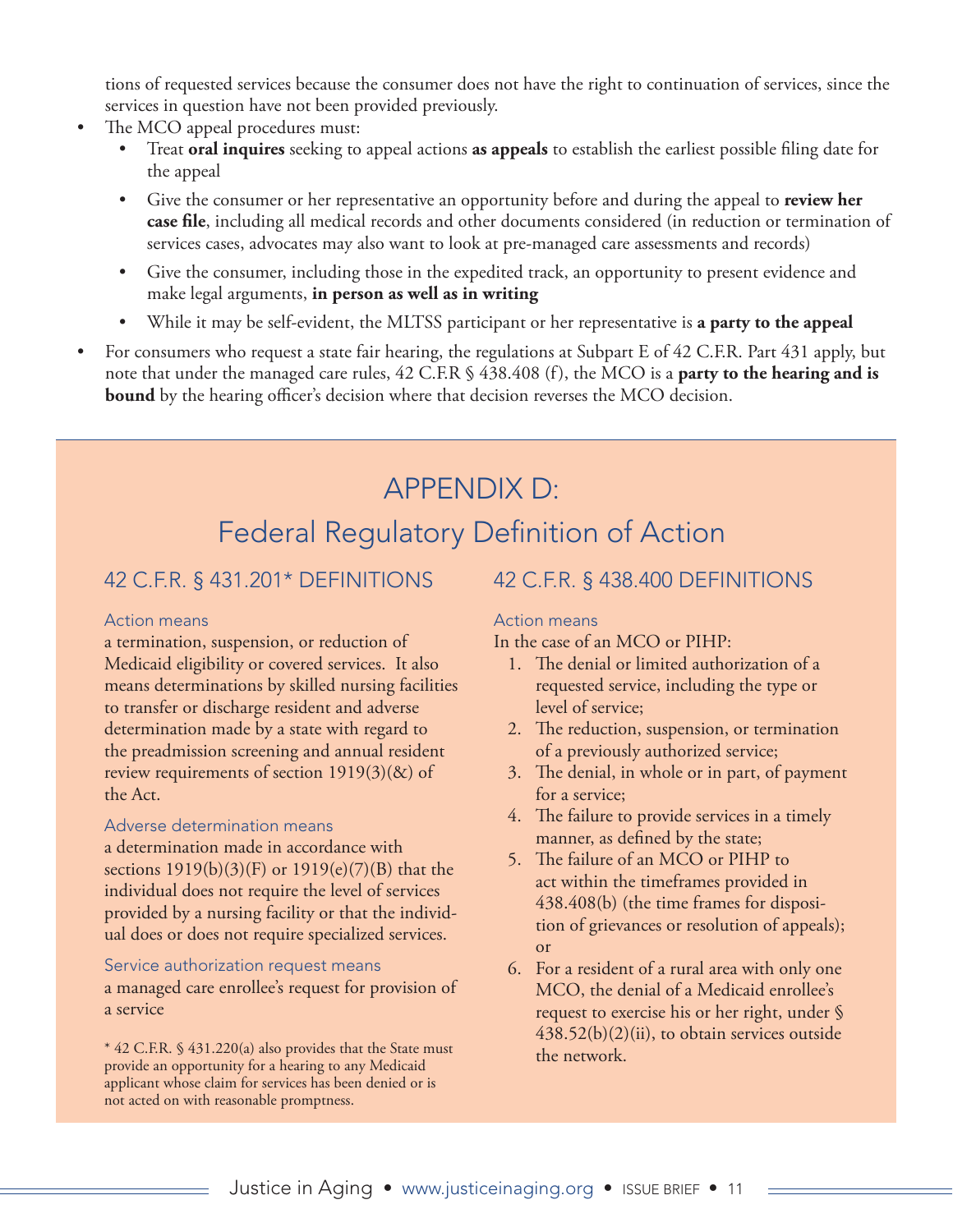tions of requested services because the consumer does not have the right to continuation of services, since the services in question have not been provided previously.

- The MCO appeal procedures must:
  - Treat **oral inquires** seeking to appeal actions **as appeals** to establish the earliest possible filing date for the appeal
  - Give the consumer or her representative an opportunity before and during the appeal to **review her case file**, including all medical records and other documents considered (in reduction or termination of services cases, advocates may also want to look at pre-managed care assessments and records)
  - Give the consumer, including those in the expedited track, an opportunity to present evidence and make legal arguments, **in person as well as in writing**
  - While it may be self-evident, the MLTSS participant or her representative is **a party to the appeal**
- For consumers who request a state fair hearing, the regulations at Subpart E of 42 C.F.R. Part 431 apply, but note that under the managed care rules, 42 C.F.R § 438.408 (f), the MCO is a **party to the hearing and is bound** by the hearing officer's decision where that decision reverses the MCO decision.

# APPENDIX D:
## Federal Regulatory Definition of Action

### 42 C.F.R. § 431.201* DEFINITIONS

Action means

a termination, suspension, or reduction of Medicaid eligibility or covered services. It also means determinations by skilled nursing facilities to transfer or discharge resident and adverse determination made by a state with regard to the preadmission screening and annual resident review requirements of section 1919(3)(&) of the Act.

Adverse determination means

a determination made in accordance with sections 1919(b)(3)(F) or 1919(e)(7)(B) that the individual does not require the level of services provided by a nursing facility or that the individual does or does not require specialized services.

Service authorization request means

a managed care enrollee's request for provision of a service

\* 42 C.F.R. § 431.220(a) also provides that the State must provide an opportunity for a hearing to any Medicaid applicant whose claim for services has been denied or is not acted on with reasonable promptness.

### 42 C.F.R. § 438.400 DEFINITIONS

Action means

In the case of an MCO or PIHP:

1. The denial or limited authorization of a requested service, including the type or level of service;
2. The reduction, suspension, or termination of a previously authorized service;
3. The denial, in whole or in part, of payment for a service;
4. The failure to provide services in a timely manner, as defined by the state;
5. The failure of an MCO or PIHP to act within the timeframes provided in 438.408(b) (the time frames for disposition of grievances or resolution of appeals); or
6. For a resident of a rural area with only one MCO, the denial of a Medicaid enrollee's request to exercise his or her right, under § 438.52(b)(2)(ii), to obtain services outside the network.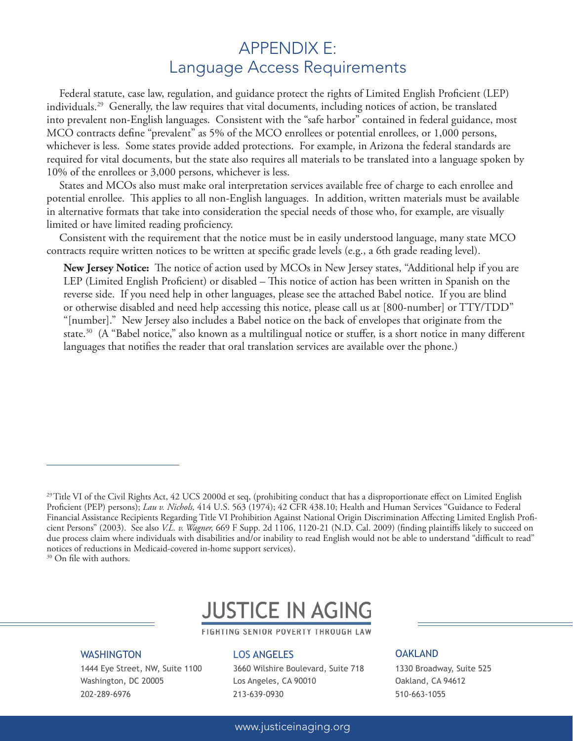# APPENDIX E: Language Access Requirements

Federal statute, case law, regulation, and guidance protect the rights of Limited English Proficient (LEP) individuals.[29] Generally, the law requires that vital documents, including notices of action, be translated into prevalent non-English languages. Consistent with the "safe harbor" contained in federal guidance, most MCO contracts define "prevalent" as 5% of the MCO enrollees or potential enrollees, or 1,000 persons, whichever is less. Some states provide added protections. For example, in Arizona the federal standards are required for vital documents, but the state also requires all materials to be translated into a language spoken by 10% of the enrollees or 3,000 persons, whichever is less.

States and MCOs also must make oral interpretation services available free of charge to each enrollee and potential enrollee. This applies to all non-English languages. In addition, written materials must be available in alternative formats that take into consideration the special needs of those who, for example, are visually limited or have limited reading proficiency.

Consistent with the requirement that the notice must be in easily understood language, many state MCO contracts require written notices to be written at specific grade levels (e.g., a 6th grade reading level).

> **New Jersey Notice:** The notice of action used by MCOs in New Jersey states, "Additional help if you are LEP (Limited English Proficient) or disabled – This notice of action has been written in Spanish on the reverse side. If you need help in other languages, please see the attached Babel notice. If you are blind or otherwise disabled and need help accessing this notice, please call us at [800-number] or TTY/TDD" "[number]." New Jersey also includes a Babel notice on the back of envelopes that originate from the state.[30] (A "Babel notice," also known as a multilingual notice or stuffer, is a short notice in many different languages that notifies the reader that oral translation services are available over the phone.)

---

[29] Title VI of the Civil Rights Act, 42 UCS 2000d et seq, (prohibiting conduct that has a disproportionate effect on Limited English Proficient (PEP) persons); *Lau v. Nichols,* 414 U.S. 563 (1974); 42 CFR 438.10; Health and Human Services "Guidance to Federal Financial Assistance Recipients Regarding Title VI Prohibition Against National Origin Discrimination Affecting Limited English Proficient Persons" (2003). See also *V.L. v. Wagner,* 669 F Supp. 2d 1106, 1120-21 (N.D. Cal. 2009) (finding plaintiffs likely to succeed on due process claim where individuals with disabilities and/or inability to read English would not be able to understand "difficult to read" notices of reductions in Medicaid-covered in-home support services).

[30] On file with authors.

JUSTICE IN AGING

FIGHTING SENIOR POVERTY THROUGH LAW

**WASHINGTON**
1444 Eye Street, NW, Suite 1100
Washington, DC 20005
202-289-6976

**LOS ANGELES**
3660 Wilshire Boulevard, Suite 718
Los Angeles, CA 90010
213-639-0930

**OAKLAND**
1330 Broadway, Suite 525
Oakland, CA 94612
510-663-1055

www.justiceinaging.org